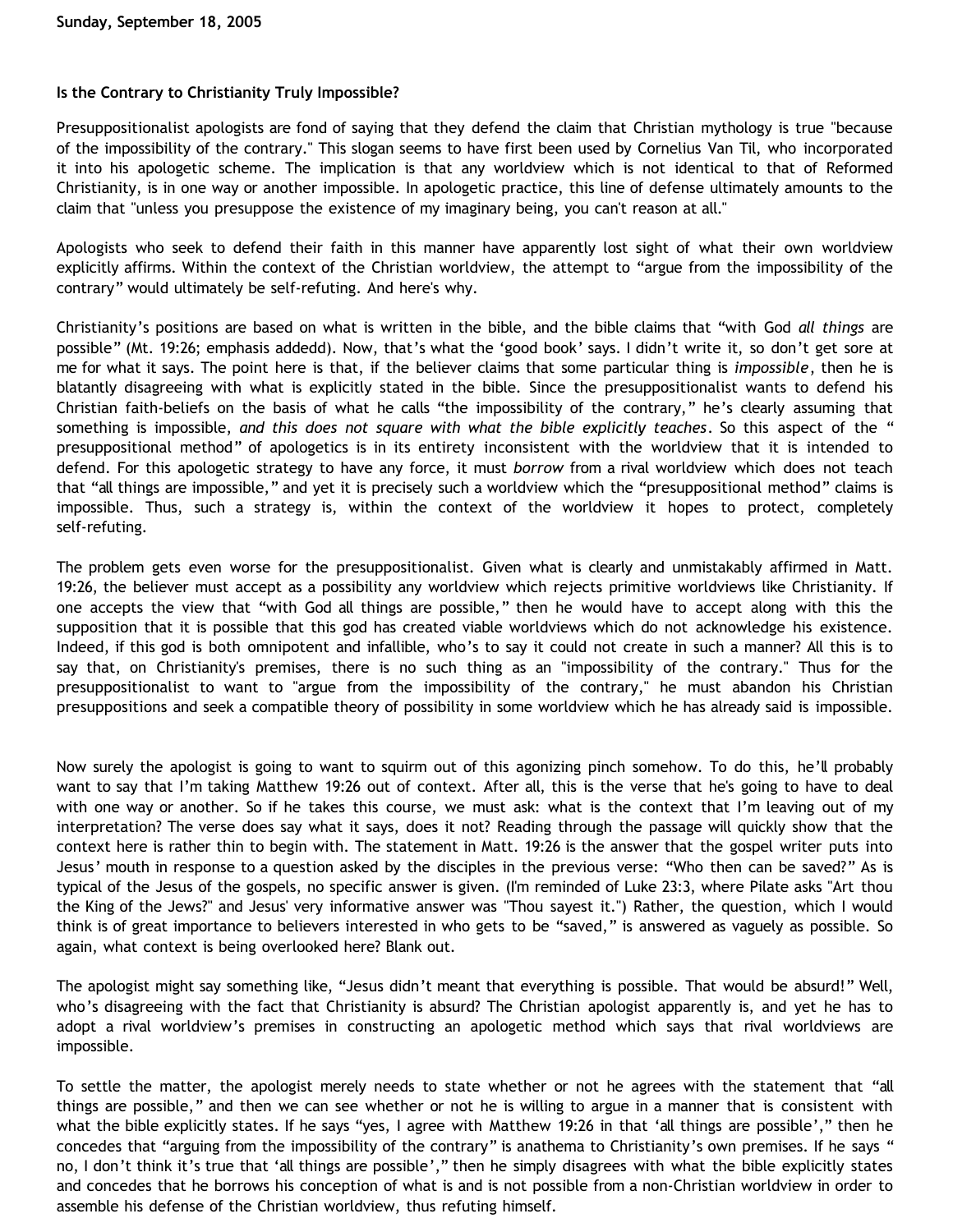Sunday, September 18, 2005

## Is the Contrary to Christianity Truly Impossible?

Presuppositionalist apologists are fond of saying that they defend the claim that Christian mythology is true "because of the impossibility of the contrary." This slogan seems to have first been used by Cornelius Van Til, who incorporated it into his apologetic scheme. The implication is that any worldview which is not identical to that of Reformed Christianity, is in one way or another impossible. In apologetic practice, this line of defense ultimately amounts to the claim that "unless you presuppose the existence of my imaginary being, you can't reason at all."

Apologists who seek to defend their faith in this manner have apparently lost sight of what their own worldview explicitly affirms. Within the context of the Christian worldview, the attempt to "argue from the impossibility of the contrary" would ultimately be self-refuting. And here's why.

Christianity's positions are based on what is written in the bible, and the bible claims that "with God *all things* are possible" (Mt. 19:26; emphasis addedd). Now, that's what the 'good book' says. I didn't write it, so don't get sore at me for what it says. The point here is that, if the believer claims that some particular thing is *impossible*, then he is blatantly disagreeing with what is explicitly stated in the bible. Since the presuppositionalist wants to defend his Christian faith-beliefs on the basis of what he calls "the impossibility of the contrary," he's clearly assuming that something is impossible, *and this does not square with what the bible explicitly teaches*. So this aspect of the " presuppositional method" of apologetics is in its entirety inconsistent with the worldview that it is intended to defend. For this apologetic strategy to have any force, it must *borrow* from a rival worldview which does not teach that "all things are impossible," and yet it is precisely such a worldview which the "presuppositional method" claims is impossible. Thus, such a strategy is, within the context of the worldview it hopes to protect, completely self-refuting.

The problem gets even worse for the presuppositionalist. Given what is clearly and unmistakably affirmed in Matt. 19:26, the believer must accept as a possibility any worldview which rejects primitive worldviews like Christianity. If one accepts the view that "with God all things are possible," then he would have to accept along with this the supposition that it is possible that this god has created viable worldviews which do not acknowledge his existence. Indeed, if this god is both omnipotent and infallible, who's to say it could not create in such a manner? All this is to say that, on Christianity's premises, there is no such thing as an "impossibility of the contrary." Thus for the presuppositionalist to want to "argue from the impossibility of the contrary," he must abandon his Christian presuppositions and seek a compatible theory of possibility in some worldview which he has already said is impossible.

Now surely the apologist is going to want to squirm out of this agonizing pinch somehow. To do this, he'll probably want to say that I'm taking Matthew 19:26 out of context. After all, this is the verse that he's going to have to deal with one way or another. So if he takes this course, we must ask: what is the context that I'm leaving out of my interpretation? The verse does say what it says, does it not? Reading through the passage will quickly show that the context here is rather thin to begin with. The statement in Matt. 19:26 is the answer that the gospel writer puts into Jesus' mouth in response to a question asked by the disciples in the previous verse: "Who then can be saved?" As is typical of the Jesus of the gospels, no specific answer is given. (I'm reminded of Luke 23:3, where Pilate asks "Art thou the King of the Jews?" and Jesus' very informative answer was "Thou sayest it.") Rather, the question, which I would think is of great importance to believers interested in who gets to be "saved," is answered as vaguely as possible. So again, what context is being overlooked here? Blank out.

The apologist might say something like, "Jesus didn't meant that everything is possible. That would be absurd!" Well, who's disagreeing with the fact that Christianity is absurd? The Christian apologist apparently is, and yet he has to adopt a rival worldview's premises in constructing an apologetic method which says that rival worldviews are impossible.

To settle the matter, the apologist merely needs to state whether or not he agrees with the statement that "all things are possible," and then we can see whether or not he is willing to argue in a manner that is consistent with what the bible explicitly states. If he says "yes, I agree with Matthew 19:26 in that 'all things are possible'," then he concedes that "arguing from the impossibility of the contrary" is anathema to Christianity's own premises. If he says " no, I don't think it's true that 'all things are possible'," then he simply disagrees with what the bible explicitly states and concedes that he borrows his conception of what is and is not possible from a non-Christian worldview in order to assemble his defense of the Christian worldview, thus refuting himself.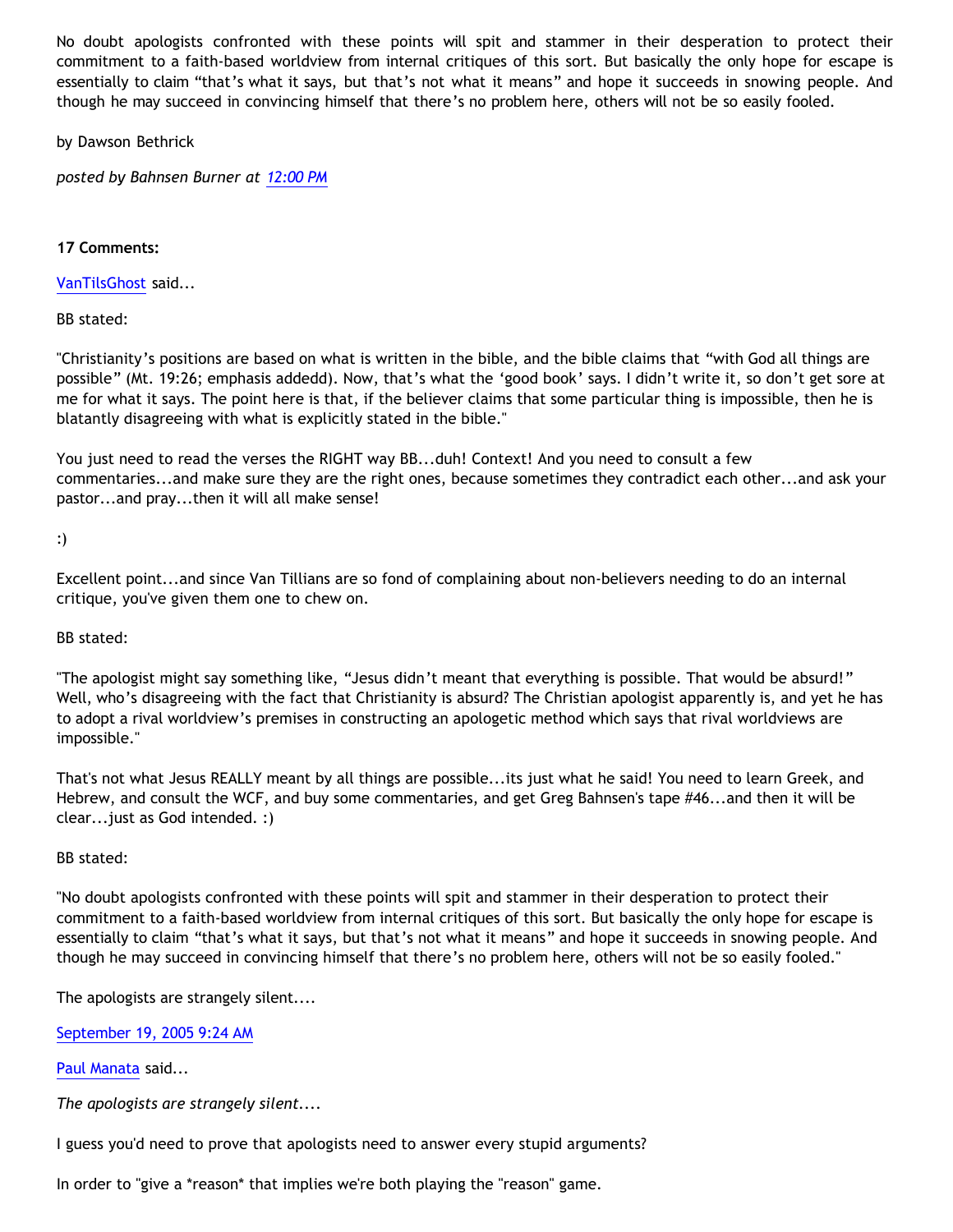No doubt apologists confronted with these points will spit and stammer in their desperation to protect their commitment to a faith-based worldview from internal critiques of this sort. But basically the only hope for escape is essentially to claim "that's what it says, but that's not what it means" and hope it succeeds in snowing people. And though he may succeed in convincing himself that there's no problem here, others will not be so easily fooled.

by Dawson Bethrick

*posted by Bahnsen Burner at 12:00 PM*

**17 Comments:**

VanTilsGhost said...

BB stated:

"Christianity's positions are based on what is written in the bible, and the bible claims that "with God all things are possible" (Mt. 19:26; emphasis addedd). Now, that's what the 'good book' says. I didn't write it, so don't get sore at me for what it says. The point here is that, if the believer claims that some particular thing is impossible, then he is blatantly disagreeing with what is explicitly stated in the bible."

You just need to read the verses the RIGHT way BB...duh! Context! And you need to consult a few commentaries...and make sure they are the right ones, because sometimes they contradict each other...and ask your pastor...and pray...then it will all make sense!

:)

Excellent point...and since Van Tillians are so fond of complaining about non-believers needing to do an internal critique, you've given them one to chew on.

BB stated:

"The apologist might say something like, "Jesus didn't meant that everything is possible. That would be absurd!" Well, who's disagreeing with the fact that Christianity is absurd? The Christian apologist apparently is, and yet he has to adopt a rival worldview's premises in constructing an apologetic method which says that rival worldviews are impossible."

That's not what Jesus REALLY meant by all things are possible...its just what he said! You need to learn Greek, and Hebrew, and consult the WCF, and buy some commentaries, and get Greg Bahnsen's tape #46...and then it will be clear...just as God intended. :)

BB stated:

"No doubt apologists confronted with these points will spit and stammer in their desperation to protect their commitment to a faith-based worldview from internal critiques of this sort. But basically the only hope for escape is essentially to claim "that's what it says, but that's not what it means" and hope it succeeds in snowing people. And though he may succeed in convincing himself that there's no problem here, others will not be so easily fooled."

The apologists are strangely silent....

September 19, 2005 9:24 AM

Paul Manata said...

*The apologists are strangely silent....*

I guess you'd need to prove that apologists need to answer every stupid arguments?

In order to "give a *reason* that implies we're both playing the "reason" game.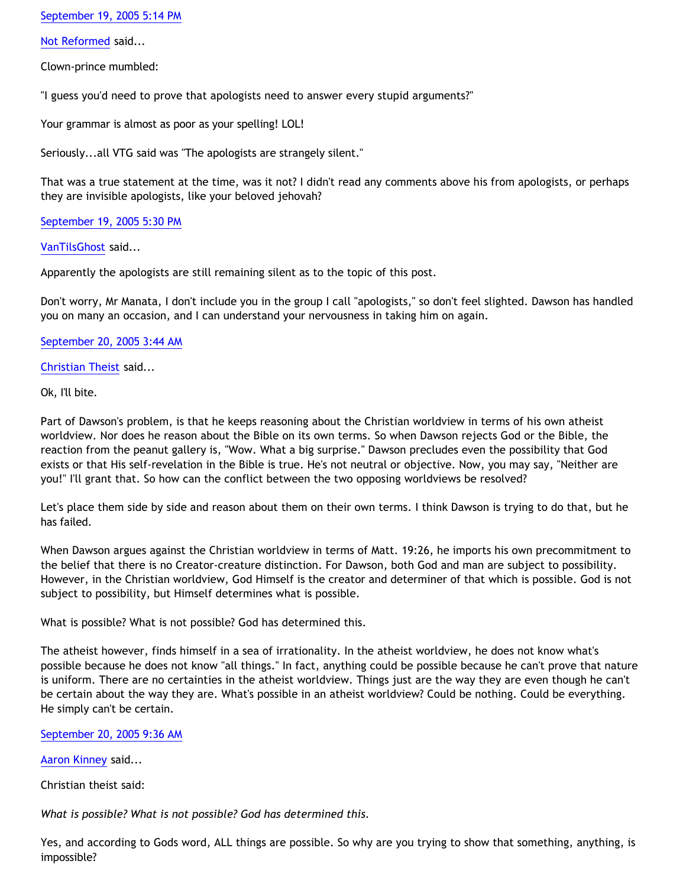[September 19, 2005 5:14 PM](#)

[Not Reformed](#) said...

Clown-prince mumbled:

"I guess you'd need to prove that apologists need to answer every stupid arguments?"

Your grammar is almost as poor as your spelling! LOL!

Seriously...all VTG said was "The apologists are strangely silent."

That was a true statement at the time, was it not? I didn't read any comments above his from apologists, or perhaps they are invisible apologists, like your beloved jehovah?

[September 19, 2005 5:30 PM](#)

[VanTilsGhost](#) said...

Apparently the apologists are still remaining silent as to the topic of this post.

Don't worry, Mr Manata, I don't include you in the group I call "apologists," so don't feel slighted. Dawson has handled you on many an occasion, and I can understand your nervousness in taking him on again.

[September 20, 2005 3:44 AM](#)

[Christian Theist](#) said...

Ok, I'll bite.

Part of Dawson's problem, is that he keeps reasoning about the Christian worldview in terms of his own atheist worldview. Nor does he reason about the Bible on its own terms. So when Dawson rejects God or the Bible, the reaction from the peanut gallery is, "Wow. What a big surprise." Dawson precludes even the possibility that God exists or that His self-revelation in the Bible is true. He's not neutral or objective. Now, you may say, "Neither are you!" I'll grant that. So how can the conflict between the two opposing worldviews be resolved?

Let's place them side by side and reason about them on their own terms. I think Dawson is trying to do that, but he has failed.

When Dawson argues against the Christian worldview in terms of Matt. 19:26, he imports his own precommitment to the belief that there is no Creator-creature distinction. For Dawson, both God and man are subject to possibility. However, in the Christian worldview, God Himself is the creator and determiner of that which is possible. God is not subject to possibility, but Himself determines what is possible.

What is possible? What is not possible? God has determined this.

The atheist however, finds himself in a sea of irrationality. In the atheist worldview, he does not know what's possible because he does not know "all things." In fact, anything could be possible because he can't prove that nature is uniform. There are no certainties in the atheist worldview. Things just are the way they are even though he can't be certain about the way they are. What's possible in an atheist worldview? Could be nothing. Could be everything. He simply can't be certain.

[September 20, 2005 9:36 AM](#)

[Aaron Kinney](#) said...

Christian theist said:

*What is possible? What is not possible? God has determined this.*

Yes, and according to Gods word, ALL things are possible. So why are you trying to show that something, anything, is impossible?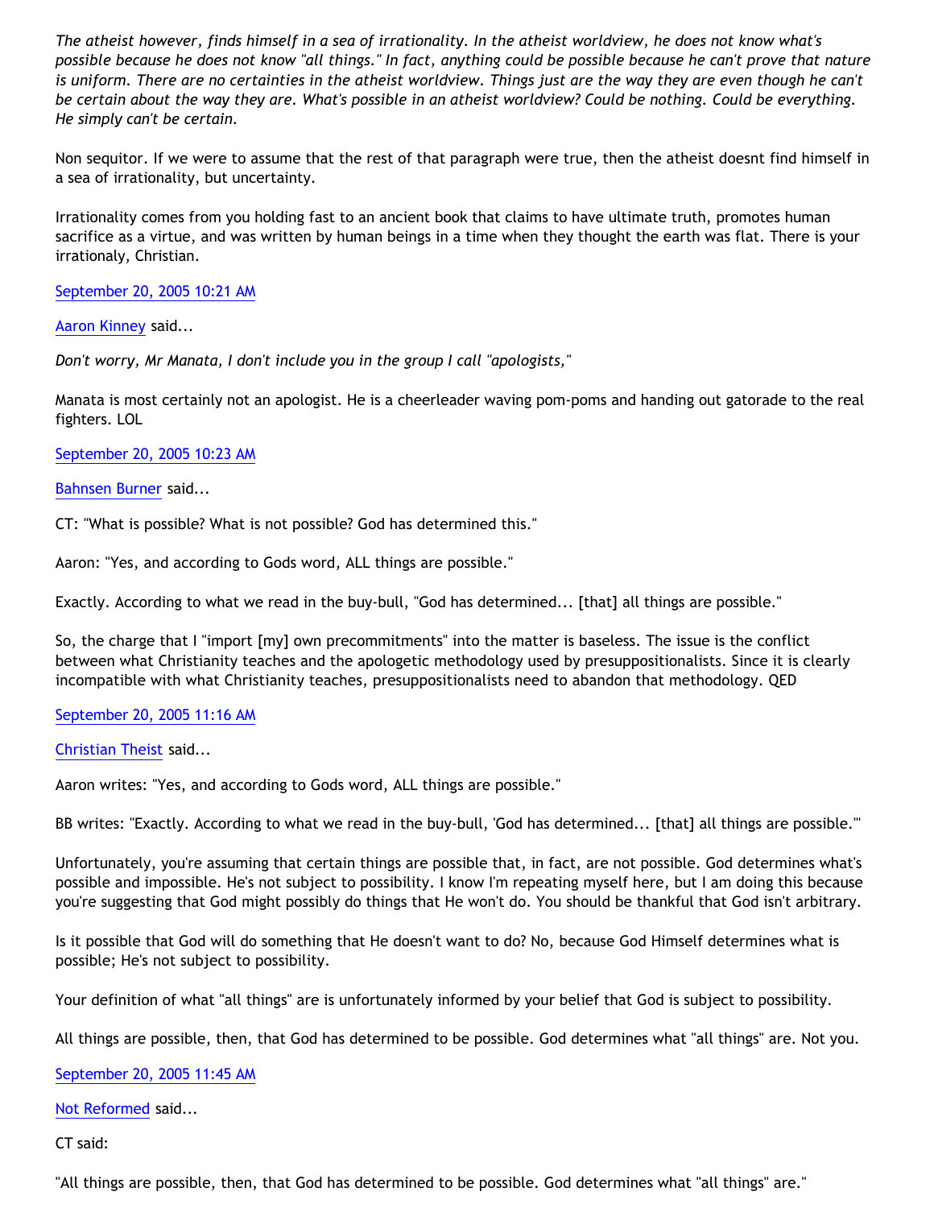*The atheist however, finds himself in a sea of irrationality. In the atheist worldview, he does not know what's possible because he does not know "all things." In fact, anything could be possible because he can't prove that nature is uniform. There are no certainties in the atheist worldview. Things just are the way they are even though he can't be certain about the way they are. What's possible in an atheist worldview? Could be nothing. Could be everything. He simply can't be certain.*

Non sequitor. If we were to assume that the rest of that paragraph were true, then the atheist doesnt find himself in a sea of irrationality, but uncertainty.

Irrationality comes from you holding fast to an ancient book that claims to have ultimate truth, promotes human sacrifice as a virtue, and was written by human beings in a time when they thought the earth was flat. There is your irrationaly, Christian.

September 20, 2005 10:21 AM

Aaron Kinney said...

*Don't worry, Mr Manata, I don't include you in the group I call "apologists,"*

Manata is most certainly not an apologist. He is a cheerleader waving pom-poms and handing out gatorade to the real fighters. LOL

September 20, 2005 10:23 AM

Bahnsen Burner said...

CT: "What is possible? What is not possible? God has determined this."

Aaron: "Yes, and according to Gods word, ALL things are possible."

Exactly. According to what we read in the buy-bull, "God has determined... [that] all things are possible."

So, the charge that I "import [my] own precommitments" into the matter is baseless. The issue is the conflict between what Christianity teaches and the apologetic methodology used by presuppositionalists. Since it is clearly incompatible with what Christianity teaches, presuppositionalists need to abandon that methodology. QED

September 20, 2005 11:16 AM

Christian Theist said...

Aaron writes: "Yes, and according to Gods word, ALL things are possible."

BB writes: "Exactly. According to what we read in the buy-bull, 'God has determined... [that] all things are possible.'"

Unfortunately, you're assuming that certain things are possible that, in fact, are not possible. God determines what's possible and impossible. He's not subject to possibility. I know I'm repeating myself here, but I am doing this because you're suggesting that God might possibly do things that He won't do. You should be thankful that God isn't arbitrary.

Is it possible that God will do something that He doesn't want to do? No, because God Himself determines what is possible; He's not subject to possibility.

Your definition of what "all things" are is unfortunately informed by your belief that God is subject to possibility.

All things are possible, then, that God has determined to be possible. God determines what "all things" are. Not you.

September 20, 2005 11:45 AM

Not Reformed said...

CT said:

"All things are possible, then, that God has determined to be possible. God determines what "all things" are."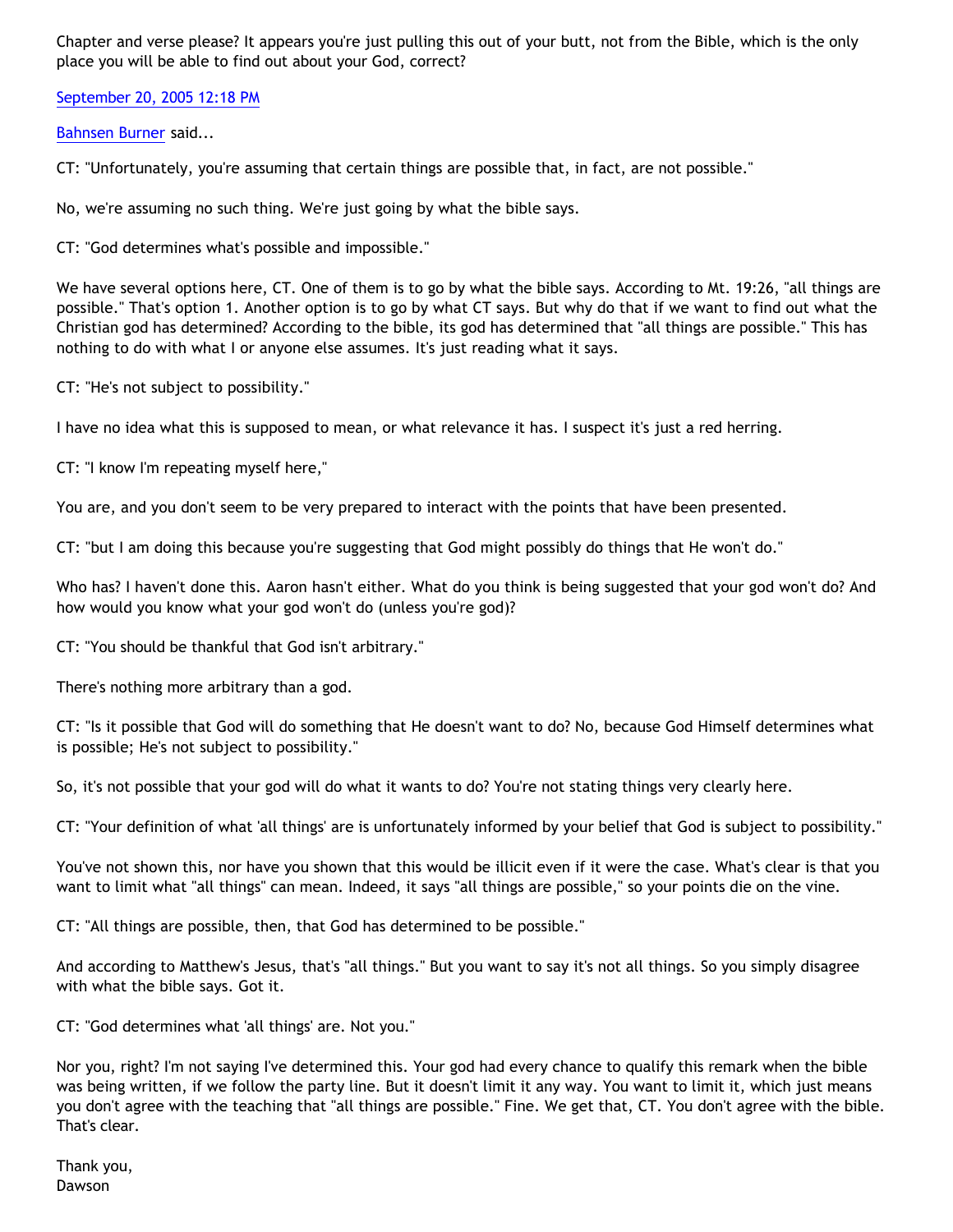Chapter and verse please? It appears you're just pulling this out of your butt, not from the Bible, which is the only place you will be able to find out about your God, correct?

September 20, 2005 12:18 PM

Bahnsen Burner said...

CT: "Unfortunately, you're assuming that certain things are possible that, in fact, are not possible."

No, we're assuming no such thing. We're just going by what the bible says.

CT: "God determines what's possible and impossible."

We have several options here, CT. One of them is to go by what the bible says. According to Mt. 19:26, "all things are possible." That's option 1. Another option is to go by what CT says. But why do that if we want to find out what the Christian god has determined? According to the bible, its god has determined that "all things are possible." This has nothing to do with what I or anyone else assumes. It's just reading what it says.

CT: "He's not subject to possibility."

I have no idea what this is supposed to mean, or what relevance it has. I suspect it's just a red herring.

CT: "I know I'm repeating myself here,"

You are, and you don't seem to be very prepared to interact with the points that have been presented.

CT: "but I am doing this because you're suggesting that God might possibly do things that He won't do."

Who has? I haven't done this. Aaron hasn't either. What do you think is being suggested that your god won't do? And how would you know what your god won't do (unless you're god)?

CT: "You should be thankful that God isn't arbitrary."

There's nothing more arbitrary than a god.

CT: "Is it possible that God will do something that He doesn't want to do? No, because God Himself determines what is possible; He's not subject to possibility."

So, it's not possible that your god will do what it wants to do? You're not stating things very clearly here.

CT: "Your definition of what 'all things' are is unfortunately informed by your belief that God is subject to possibility."

You've not shown this, nor have you shown that this would be illicit even if it were the case. What's clear is that you want to limit what "all things" can mean. Indeed, it says "all things are possible," so your points die on the vine.

CT: "All things are possible, then, that God has determined to be possible."

And according to Matthew's Jesus, that's "all things." But you want to say it's not all things. So you simply disagree with what the bible says. Got it.

CT: "God determines what 'all things' are. Not you."

Nor you, right? I'm not saying I've determined this. Your god had every chance to qualify this remark when the bible was being written, if we follow the party line. But it doesn't limit it any way. You want to limit it, which just means you don't agree with the teaching that "all things are possible." Fine. We get that, CT. You don't agree with the bible. That's clear.

Thank you,
Dawson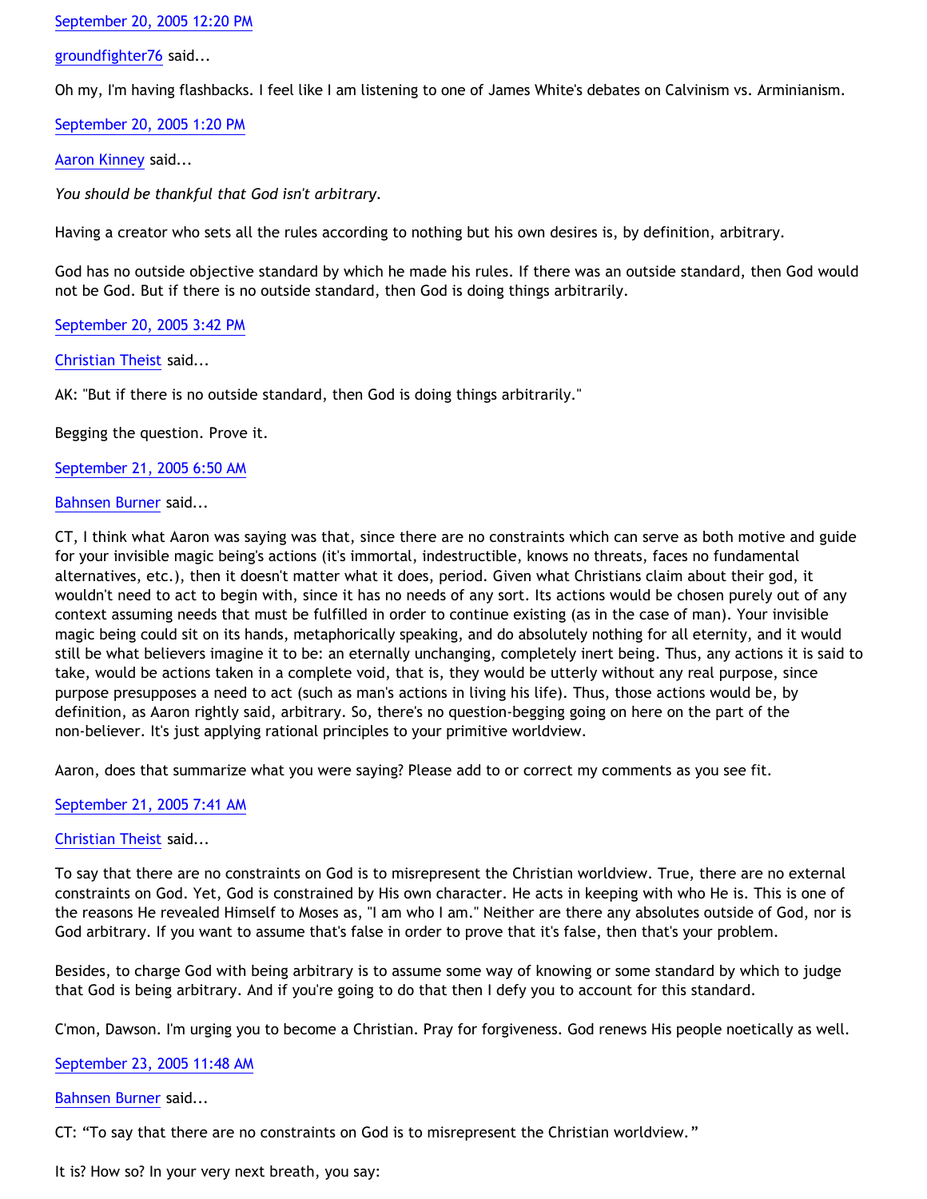September 20, 2005 12:20 PM

groundfighter76 said...

Oh my, I'm having flashbacks. I feel like I am listening to one of James White's debates on Calvinism vs. Arminianism.

September 20, 2005 1:20 PM

Aaron Kinney said...

*You should be thankful that God isn't arbitrary.*

Having a creator who sets all the rules according to nothing but his own desires is, by definition, arbitrary.

God has no outside objective standard by which he made his rules. If there was an outside standard, then God would not be God. But if there is no outside standard, then God is doing things arbitrarily.

September 20, 2005 3:42 PM

Christian Theist said...

AK: "But if there is no outside standard, then God is doing things arbitrarily."

Begging the question. Prove it.

September 21, 2005 6:50 AM

Bahnsen Burner said...

CT, I think what Aaron was saying was that, since there are no constraints which can serve as both motive and guide for your invisible magic being's actions (it's immortal, indestructible, knows no threats, faces no fundamental alternatives, etc.), then it doesn't matter what it does, period. Given what Christians claim about their god, it wouldn't need to act to begin with, since it has no needs of any sort. Its actions would be chosen purely out of any context assuming needs that must be fulfilled in order to continue existing (as in the case of man). Your invisible magic being could sit on its hands, metaphorically speaking, and do absolutely nothing for all eternity, and it would still be what believers imagine it to be: an eternally unchanging, completely inert being. Thus, any actions it is said to take, would be actions taken in a complete void, that is, they would be utterly without any real purpose, since purpose presupposes a need to act (such as man's actions in living his life). Thus, those actions would be, by definition, as Aaron rightly said, arbitrary. So, there's no question-begging going on here on the part of the non-believer. It's just applying rational principles to your primitive worldview.

Aaron, does that summarize what you were saying? Please add to or correct my comments as you see fit.

September 21, 2005 7:41 AM

Christian Theist said...

To say that there are no constraints on God is to misrepresent the Christian worldview. True, there are no external constraints on God. Yet, God is constrained by His own character. He acts in keeping with who He is. This is one of the reasons He revealed Himself to Moses as, "I am who I am." Neither are there any absolutes outside of God, nor is God arbitrary. If you want to assume that's false in order to prove that it's false, then that's your problem.

Besides, to charge God with being arbitrary is to assume some way of knowing or some standard by which to judge that God is being arbitrary. And if you're going to do that then I defy you to account for this standard.

C'mon, Dawson. I'm urging you to become a Christian. Pray for forgiveness. God renews His people noetically as well.

September 23, 2005 11:48 AM

Bahnsen Burner said...

CT: "To say that there are no constraints on God is to misrepresent the Christian worldview."

It is? How so? In your very next breath, you say: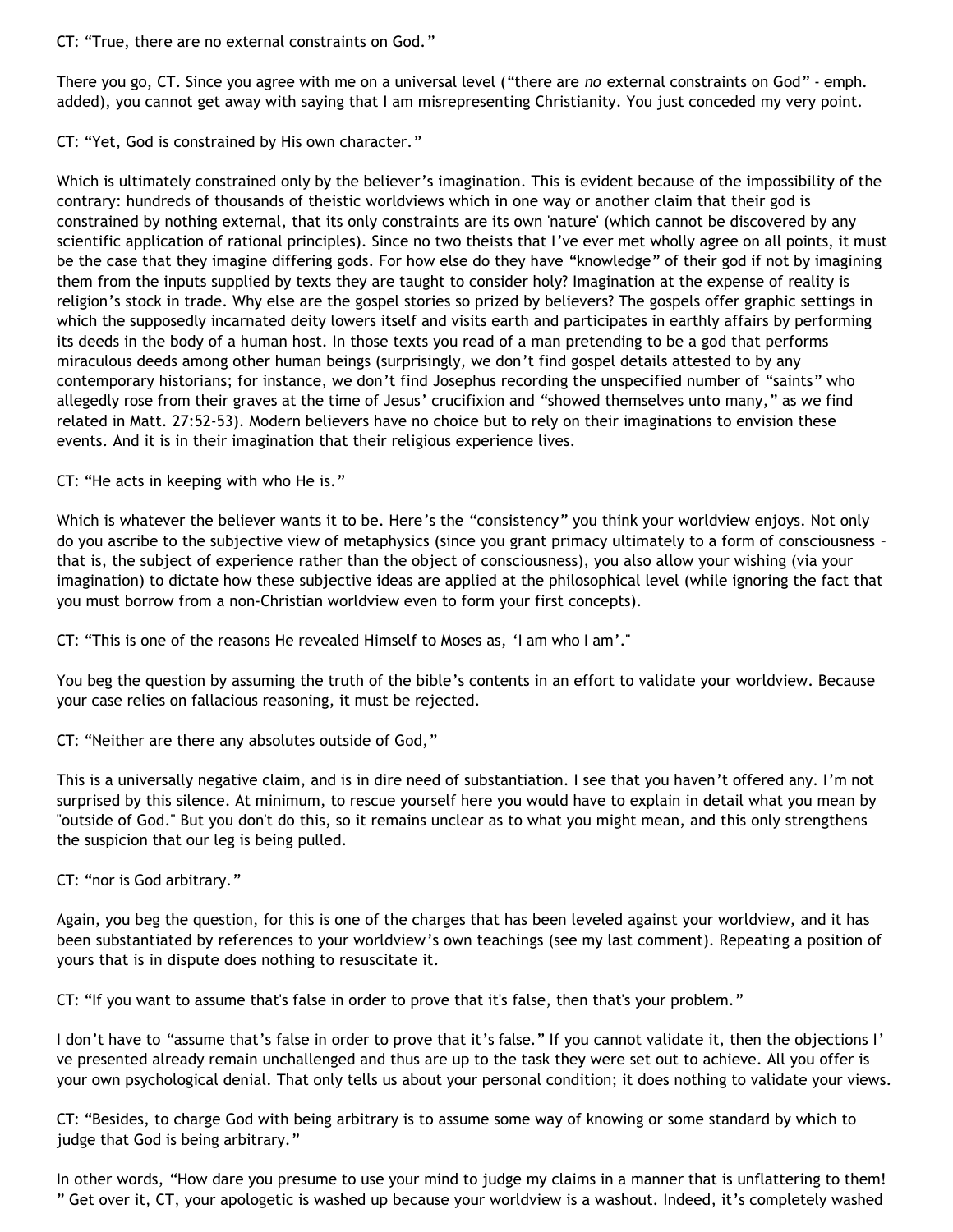CT: “True, there are no external constraints on God.”

There you go, CT. Since you agree with me on a universal level (“there are *no* external constraints on God” - emph. added), you cannot get away with saying that I am misrepresenting Christianity. You just conceded my very point.

CT: “Yet, God is constrained by His own character.”

Which is ultimately constrained only by the believer’s imagination. This is evident because of the impossibility of the contrary: hundreds of thousands of theistic worldviews which in one way or another claim that their god is constrained by nothing external, that its only constraints are its own 'nature' (which cannot be discovered by any scientific application of rational principles). Since no two theists that I’ve ever met wholly agree on all points, it must be the case that they imagine differing gods. For how else do they have “knowledge” of their god if not by imagining them from the inputs supplied by texts they are taught to consider holy? Imagination at the expense of reality is religion’s stock in trade. Why else are the gospel stories so prized by believers? The gospels offer graphic settings in which the supposedly incarnated deity lowers itself and visits earth and participates in earthly affairs by performing its deeds in the body of a human host. In those texts you read of a man pretending to be a god that performs miraculous deeds among other human beings (surprisingly, we don’t find gospel details attested to by any contemporary historians; for instance, we don’t find Josephus recording the unspecified number of “saints” who allegedly rose from their graves at the time of Jesus’ crucifixion and “showed themselves unto many,” as we find related in Matt. 27:52-53). Modern believers have no choice but to rely on their imaginations to envision these events. And it is in their imagination that their religious experience lives.

CT: “He acts in keeping with who He is.”

Which is whatever the believer wants it to be. Here’s the “consistency” you think your worldview enjoys. Not only do you ascribe to the subjective view of metaphysics (since you grant primacy ultimately to a form of consciousness – that is, the subject of experience rather than the object of consciousness), you also allow your wishing (via your imagination) to dictate how these subjective ideas are applied at the philosophical level (while ignoring the fact that you must borrow from a non-Christian worldview even to form your first concepts).

CT: “This is one of the reasons He revealed Himself to Moses as, ‘I am who I am’."

You beg the question by assuming the truth of the bible’s contents in an effort to validate your worldview. Because your case relies on fallacious reasoning, it must be rejected.

CT: “Neither are there any absolutes outside of God,”

This is a universally negative claim, and is in dire need of substantiation. I see that you haven’t offered any. I’m not surprised by this silence. At minimum, to rescue yourself here you would have to explain in detail what you mean by "outside of God." But you don't do this, so it remains unclear as to what you might mean, and this only strengthens the suspicion that our leg is being pulled.

CT: “nor is God arbitrary.”

Again, you beg the question, for this is one of the charges that has been leveled against your worldview, and it has been substantiated by references to your worldview’s own teachings (see my last comment). Repeating a position of yours that is in dispute does nothing to resuscitate it.

CT: “If you want to assume that's false in order to prove that it's false, then that's your problem.”

I don’t have to “assume that’s false in order to prove that it’s false.” If you cannot validate it, then the objections I’ve presented already remain unchallenged and thus are up to the task they were set out to achieve. All you offer is your own psychological denial. That only tells us about your personal condition; it does nothing to validate your views.

CT: “Besides, to charge God with being arbitrary is to assume some way of knowing or some standard by which to judge that God is being arbitrary.”

In other words, “How dare you presume to use your mind to judge my claims in a manner that is unflattering to them!” Get over it, CT, your apologetic is washed up because your worldview is a washout. Indeed, it’s completely washed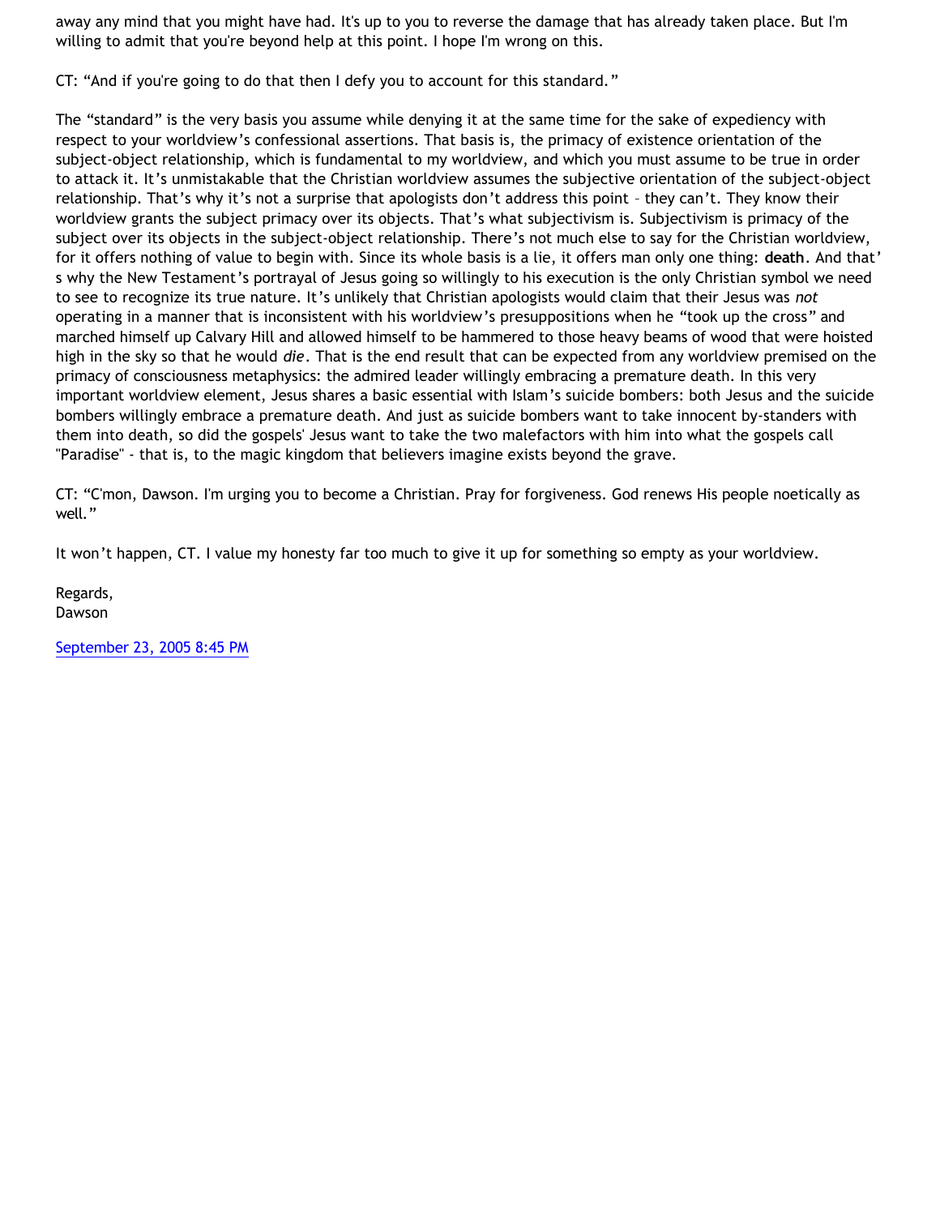away any mind that you might have had. It's up to you to reverse the damage that has already taken place. But I'm willing to admit that you're beyond help at this point. I hope I'm wrong on this.

CT: "And if you're going to do that then I defy you to account for this standard."

The "standard" is the very basis you assume while denying it at the same time for the sake of expediency with respect to your worldview's confessional assertions. That basis is, the primacy of existence orientation of the subject-object relationship, which is fundamental to my worldview, and which you must assume to be true in order to attack it. It's unmistakable that the Christian worldview assumes the subjective orientation of the subject-object relationship. That's why it's not a surprise that apologists don't address this point – they can't. They know their worldview grants the subject primacy over its objects. That's what subjectivism is. Subjectivism is primacy of the subject over its objects in the subject-object relationship. There's not much else to say for the Christian worldview, for it offers nothing of value to begin with. Since its whole basis is a lie, it offers man only one thing: **death**. And that's why the New Testament's portrayal of Jesus going so willingly to his execution is the only Christian symbol we need to see to recognize its true nature. It's unlikely that Christian apologists would claim that their Jesus was *not* operating in a manner that is inconsistent with his worldview's presuppositions when he "took up the cross" and marched himself up Calvary Hill and allowed himself to be hammered to those heavy beams of wood that were hoisted high in the sky so that he would *die*. That is the end result that can be expected from any worldview premised on the primacy of consciousness metaphysics: the admired leader willingly embracing a premature death. In this very important worldview element, Jesus shares a basic essential with Islam's suicide bombers: both Jesus and the suicide bombers willingly embrace a premature death. And just as suicide bombers want to take innocent by-standers with them into death, so did the gospels' Jesus want to take the two malefactors with him into what the gospels call "Paradise" - that is, to the magic kingdom that believers imagine exists beyond the grave.

CT: "C'mon, Dawson. I'm urging you to become a Christian. Pray for forgiveness. God renews His people noetically as well."

It won't happen, CT. I value my honesty far too much to give it up for something so empty as your worldview.

Regards,
Dawson

September 23, 2005 8:45 PM